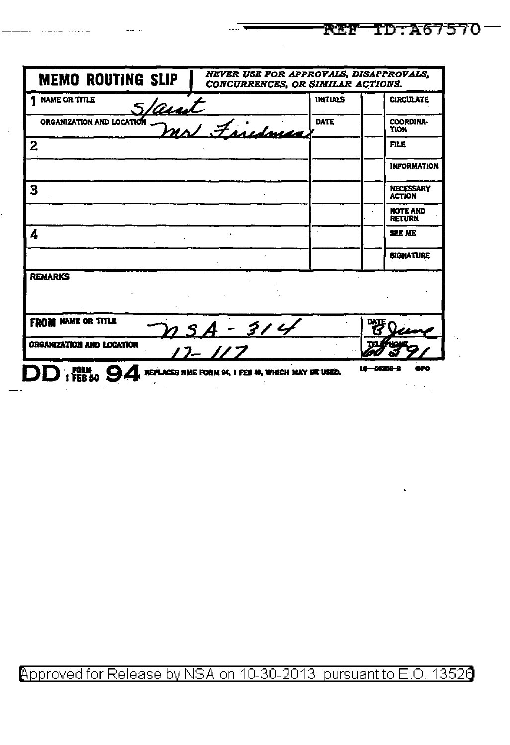REF ID:A67570

| MEMO ROUTING SLIP | NEVER USE FOR APPROVALS, DISAPPROVALS, CONCURRENCES, OR SIMILAR ACTIONS. | | |
|---|---|---|---|
| 1 NAME OR TITLE S/Asst | INITIALS | | CIRCULATE |
| ORGANIZATION AND LOCATION Mr Friedman | DATE | | COORDINATION |
| 2 | | | FILE |
| | | | INFORMATION |
| 3 | | | NECESSARY ACTION |
| | | | NOTE AND RETURN |
| 4 | | | SEE ME |
| | | | SIGNATURE |

REMARKS

| FROM NAME OR TITLE NSA - 314 | DATE 8 June |
|---|---|
| ORGANIZATION AND LOCATION 17-117 | TELEPHONE 60391 |

DD FORM 1 FEB 50 94 REPLACES NME FORM 94, 1 FEB 49, WHICH MAY BE USED. 16—56368-2 GPO

Approved for Release by NSA on 10-30-2013 pursuant to E.O. 13526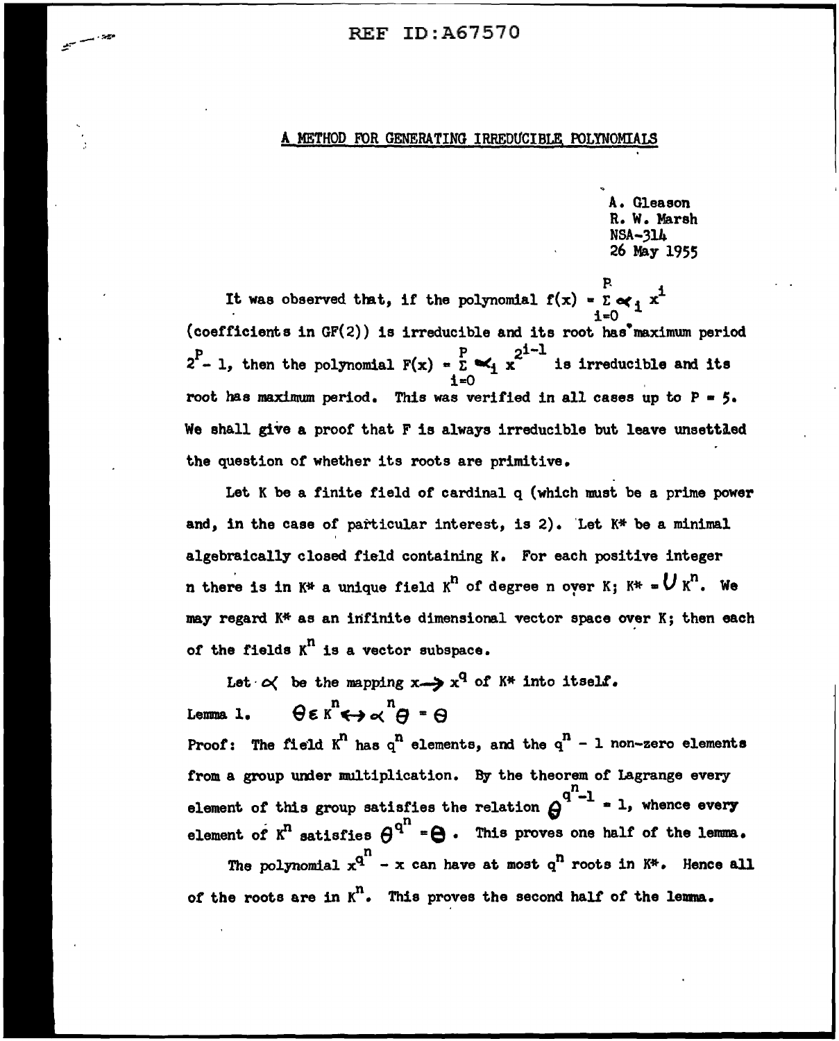REF ID:A67570

# A METHOD FOR GENERATING IRREDUCIBLE POLYNOMIALS

A. Gleason
R. W. Marsh
NSA-314
26 May 1955

It was observed that, if the polynomial $f(x) = \sum_{i=0}^{P} \alpha_i x^i$ (coefficients in GF(2)) is irreducible and its root has maximum period $2^P - 1$, then the polynomial $F(x) = \sum_{i=0}^{P} \alpha_i x^{2^{i-1}}$ is irreducible and its root has maximum period. This was verified in all cases up to $P = 5$. We shall give a proof that F is always irreducible but leave unsettled the question of whether its roots are primitive.

Let K be a finite field of cardinal q (which must be a prime power and, in the case of particular interest, is 2). Let K* be a minimal algebraically closed field containing K. For each positive integer n there is in K* a unique field $K^n$ of degree n over K; $K^* = \bigcup K^n$. We may regard K* as an infinite dimensional vector space over K; then each of the fields $K^n$ is a vector subspace.

Let $\alpha$ be the mapping $x \rightarrow x^q$ of K* into itself.

Lemma 1. $\theta \in K^n \leftrightarrow \alpha^n \theta = \theta$

Proof: The field $K^n$ has $q^n$ elements, and the $q^n - 1$ non-zero elements from a group under multiplication. By the theorem of Lagrange every element of this group satisfies the relation $\theta^{q^n - 1} = 1$, whence every element of $K^n$ satisfies $\theta^{q^n} = \theta$. This proves one half of the lemma.

The polynomial $x^{q^n} - x$ can have at most $q^n$ roots in K*. Hence all of the roots are in $K^n$. This proves the second half of the lemma.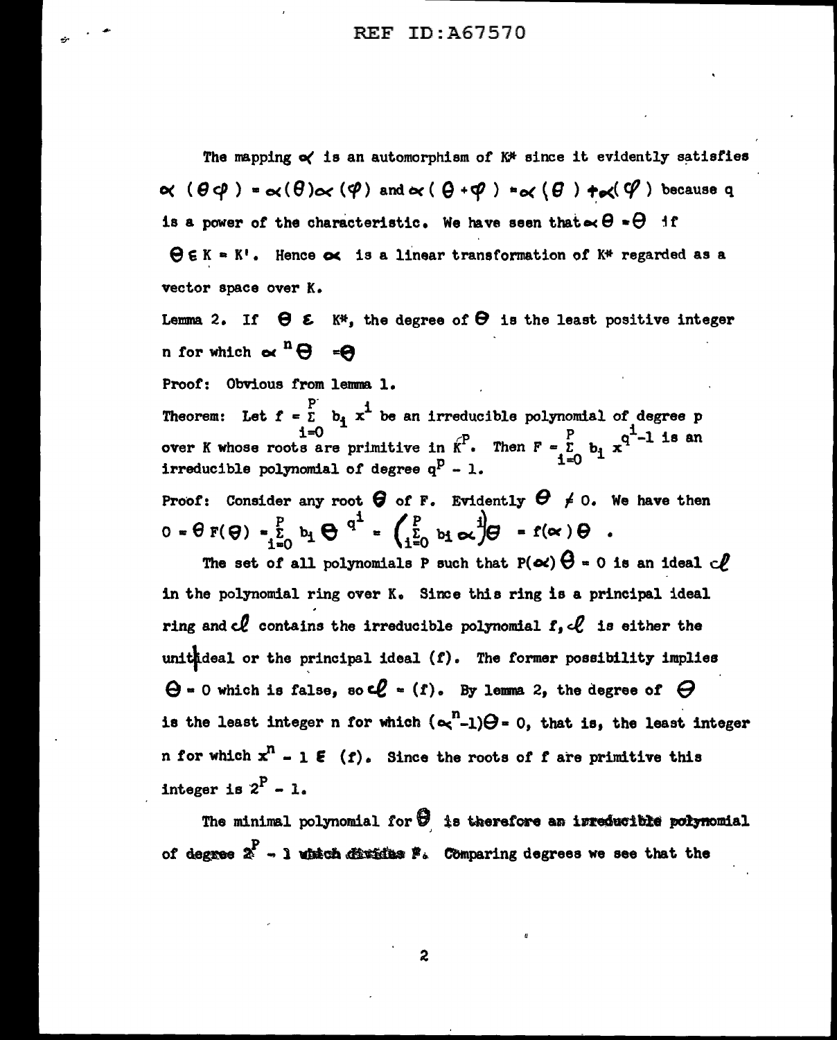The mapping $\alpha$ is an automorphism of $K^*$ since it evidently satisfies $\alpha(\theta\varphi) = \alpha(\theta)\alpha(\varphi)$ and $\alpha(\theta + \varphi) = \alpha(\theta) + \alpha(\varphi)$ because q is a power of the characteristic. We have seen that $\alpha\theta = \theta$ if $\theta \in K = K'$. Hence $\alpha$ is a linear transformation of $K^*$ regarded as a vector space over K.

Lemma 2. If $\theta \in K^*$, the degree of $\theta$ is the least positive integer n for which $\alpha^n\theta = \theta$

Proof: Obvious from lemma 1.

Theorem: Let $f = \sum_{i=0}^{p} b_i x^i$ be an irreducible polynomial of degree p over K whose roots are primitive in $K^p$. Then $F = \sum_{i=0}^{p} b_i x^{q^i - 1}$ is an irreducible polynomial of degree $q^p - 1$.

Proof: Consider any root $\theta$ of F. Evidently $\theta \neq 0$. We have then $0 = \theta F(\theta) = \sum_{i=0}^{p} b_i \theta^{q^i} = \left(\sum_{i=0}^{p} b_i \alpha^i\right)\theta = f(\alpha)\theta$.

The set of all polynomials P such that $P(\alpha)\theta = 0$ is an ideal $\mathcal{C}\ell$ in the polynomial ring over K. Since this ring is a principal ideal ring and $\mathcal{C}\ell$ contains the irreducible polynomial $f$, $\mathcal{C}\ell$ is either the unit ideal or the principal ideal $(f)$. The former possibility implies $\theta = 0$ which is false, so $\mathcal{C}\ell = (f)$. By lemma 2, the degree of $\theta$ is the least integer n for which $(\alpha^n - 1)\theta = 0$, that is, the least integer n for which $x^n - 1 \in (f)$. Since the roots of f are primitive this integer is $2^p - 1$.

The minimal polynomial for $\theta$ is therefore an irreducible polynomial of degree $2^p - 1$ which divides F. Comparing degrees we see that the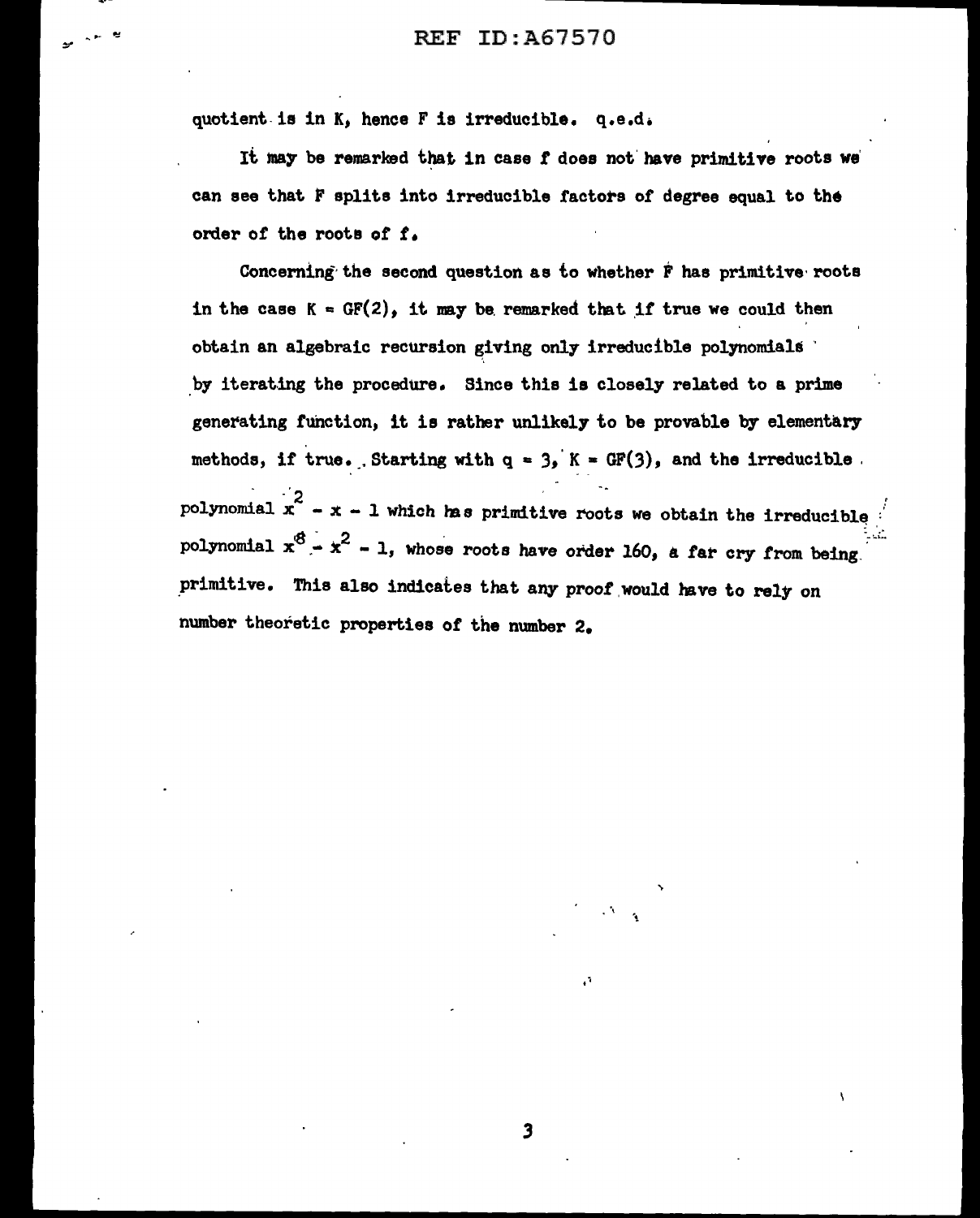quotient is in K, hence F is irreducible. q.e.d.

It may be remarked that in case f does not have primitive roots we can see that F splits into irreducible factors of degree equal to the order of the roots of f.

Concerning the second question as to whether F has primitive roots in the case $K = GF(2)$, it may be remarked that if true we could then obtain an algebraic recursion giving only irreducible polynomials by iterating the procedure. Since this is closely related to a prime generating function, it is rather unlikely to be provable by elementary methods, if true. Starting with $q = 3$, $K = GF(3)$, and the irreducible polynomial $x^2 - x - 1$ which has primitive roots we obtain the irreducible polynomial $x^8 - x^2 - 1$, whose roots have order 160, a far cry from being primitive. This also indicates that any proof would have to rely on number theoretic properties of the number 2.